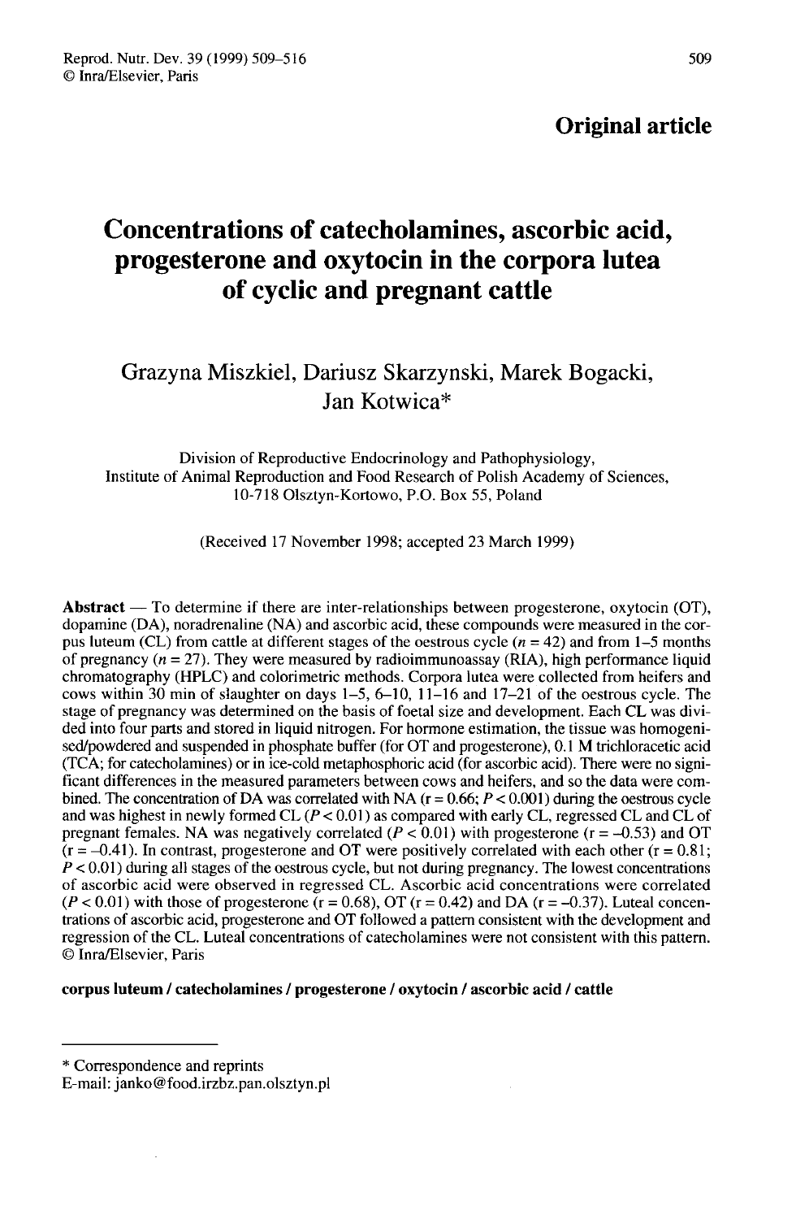**Original article**

# Concentrations of catecholamines, ascorbic acid, progesterone and oxytocin in the corpora lutea of cyclic and pregnant cattle

Grazyna Miszkiel, Dariusz Skarzynski, Marek Bogacki, Jan Kotwica*

Division of Reproductive Endocrinology and Pathophysiology, Institute of Animal Reproduction and Food Research of Polish Academy of Sciences, 10-718 Olsztyn-Kortowo, P.O. Box 55, Poland

(Received 17 November 1998; accepted 23 March 1999)

**Abstract** — To determine if there are inter-relationships between progesterone, oxytocin (OT), dopamine (DA), noradrenaline (NA) and ascorbic acid, these compounds were measured in the corpus luteum (CL) from cattle at different stages of the oestrous cycle ($n = 42$) and from 1–5 months of pregnancy ($n = 27$). They were measured by radioimmunoassay (RIA), high performance liquid chromatography (HPLC) and colorimetric methods. Corpora lutea were collected from heifers and cows within 30 min of slaughter on days 1–5, 6–10, 11–16 and 17–21 of the oestrous cycle. The stage of pregnancy was determined on the basis of foetal size and development. Each CL was divided into four parts and stored in liquid nitrogen. For hormone estimation, the tissue was homogenised/powdered and suspended in phosphate buffer (for OT and progesterone), 0.1 M trichloracetic acid (TCA; for catecholamines) or in ice-cold metaphosphoric acid (for ascorbic acid). There were no significant differences in the measured parameters between cows and heifers, and so the data were combined. The concentration of DA was correlated with NA ($r = 0.66$; $P < 0.001$) during the oestrous cycle and was highest in newly formed CL ($P < 0.01$) as compared with early CL, regressed CL and CL of pregnant females. NA was negatively correlated ($P < 0.01$) with progesterone ($r = -0.53$) and OT ($r = -0.41$). In contrast, progesterone and OT were positively correlated with each other ($r = 0.81$; $P < 0.01$) during all stages of the oestrous cycle, but not during pregnancy. The lowest concentrations of ascorbic acid were observed in regressed CL. Ascorbic acid concentrations were correlated ($P < 0.01$) with those of progesterone ($r = 0.68$), OT ($r = 0.42$) and DA ($r = -0.37$). Luteal concentrations of ascorbic acid, progesterone and OT followed a pattern consistent with the development and regression of the CL. Luteal concentrations of catecholamines were not consistent with this pattern. © Inra/Elsevier, Paris

**corpus luteum / catecholamines / progesterone / oxytocin / ascorbic acid / cattle**

---

\* Correspondence and reprints
E-mail: janko@food.irzbz.pan.olsztyn.pl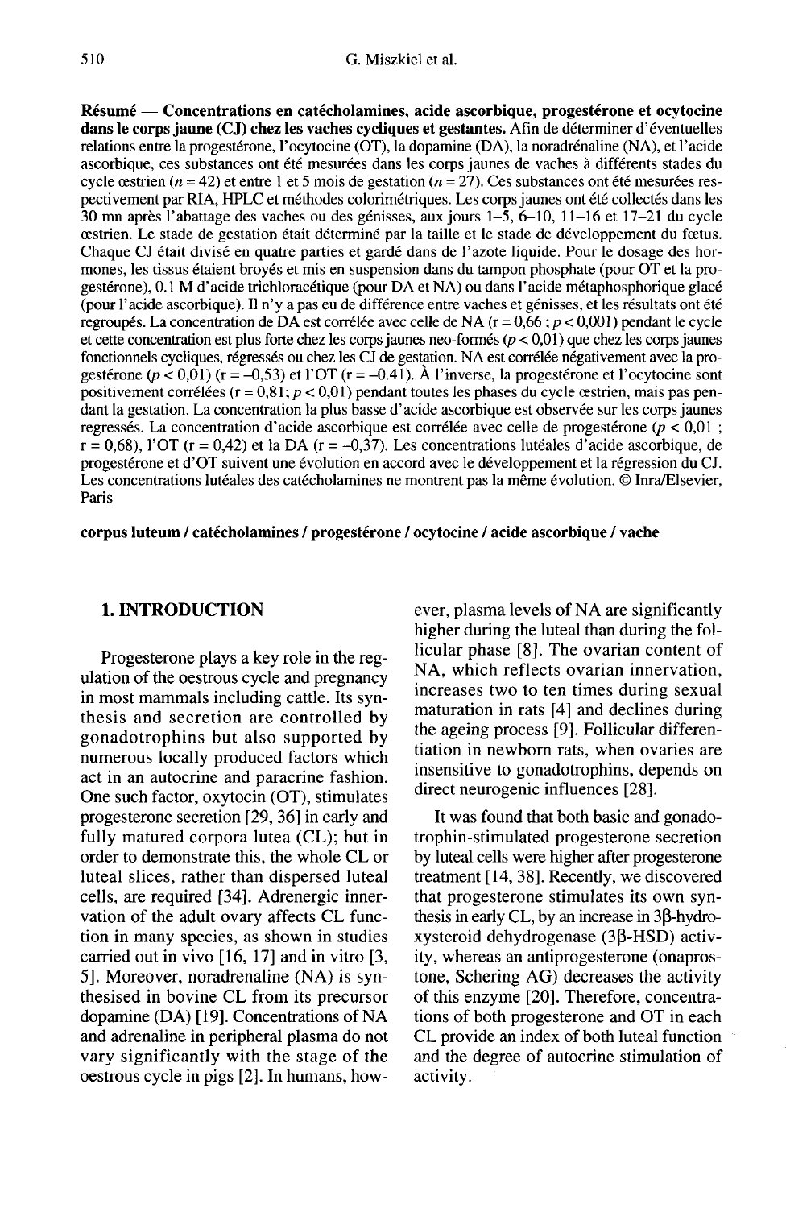**Résumé — Concentrations en catécholamines, acide ascorbique, progestérone et ocytocine dans le corps jaune (CJ) chez les vaches cycliques et gestantes.** Afin de déterminer d'éventuelles relations entre la progestérone, l'ocytocine (OT), la dopamine (DA), la noradrénaline (NA), et l'acide ascorbique, ces substances ont été mesurées dans les corps jaunes de vaches à différents stades du cycle œstrien ($n = 42$) et entre 1 et 5 mois de gestation ($n = 27$). Ces substances ont été mesurées respectivement par RIA, HPLC et méthodes colorimétriques. Les corps jaunes ont été collectés dans les 30 mn après l'abattage des vaches ou des génisses, aux jours 1–5, 6–10, 11–16 et 17–21 du cycle œstrien. Le stade de gestation était déterminé par la taille et le stade de développement du fœtus. Chaque CJ était divisé en quatre parties et gardé dans de l'azote liquide. Pour le dosage des hormones, les tissus étaient broyés et mis en suspension dans du tampon phosphate (pour OT et la progestérone), 0.1 M d'acide trichloracétique (pour DA et NA) ou dans l'acide métaphosphorique glacé (pour l'acide ascorbique). Il n'y a pas eu de différence entre vaches et génisses, et les résultats ont été regroupés. La concentration de DA est corrélée avec celle de NA ($r = 0,66$ ; $p < 0,001$) pendant le cycle et cette concentration est plus forte chez les corps jaunes neo-formés ($p < 0,01$) que chez les corps jaunes fonctionnels cycliques, régressés ou chez les CJ de gestation. NA est corrélée négativement avec la progestérone ($p < 0,01$) ($r = -0,53$) et l'OT ($r = -0.41$). À l'inverse, la progestérone et l'ocytocine sont positivement corrélées ($r = 0,81$ ; $p < 0,01$) pendant toutes les phases du cycle œstrien, mais pas pendant la gestation. La concentration la plus basse d'acide ascorbique est observée sur les corps jaunes regressés. La concentration d'acide ascorbique est corrélée avec celle de progestérone ($p < 0,01$ ; $r = 0,68$), l'OT ($r = 0,42$) et la DA ($r = -0,37$). Les concentrations lutéales d'acide ascorbique, de progestérone et d'OT suivent une évolution en accord avec le développement et la régression du CJ. Les concentrations lutéales des catécholamines ne montrent pas la même évolution. © Inra/Elsevier, Paris

**corpus luteum / catécholamines / progestérone / ocytocine / acide ascorbique / vache**

## 1. INTRODUCTION

Progesterone plays a key role in the regulation of the oestrous cycle and pregnancy in most mammals including cattle. Its synthesis and secretion are controlled by gonadotrophins but also supported by numerous locally produced factors which act in an autocrine and paracrine fashion. One such factor, oxytocin (OT), stimulates progesterone secretion [29, 36] in early and fully matured corpora lutea (CL); but in order to demonstrate this, the whole CL or luteal slices, rather than dispersed luteal cells, are required [34]. Adrenergic innervation of the adult ovary affects CL function in many species, as shown in studies carried out in vivo [16, 17] and in vitro [3, 5]. Moreover, noradrenaline (NA) is synthesised in bovine CL from its precursor dopamine (DA) [19]. Concentrations of NA and adrenaline in peripheral plasma do not vary significantly with the stage of the oestrous cycle in pigs [2]. In humans, however, plasma levels of NA are significantly higher during the luteal than during the follicular phase [8]. The ovarian content of NA, which reflects ovarian innervation, increases two to ten times during sexual maturation in rats [4] and declines during the ageing process [9]. Follicular differentiation in newborn rats, when ovaries are insensitive to gonadotrophins, depends on direct neurogenic influences [28].

It was found that both basic and gonadotrophin-stimulated progesterone secretion by luteal cells were higher after progesterone treatment [14, 38]. Recently, we discovered that progesterone stimulates its own synthesis in early CL, by an increase in 3β-hydroxysteroid dehydrogenase (3β-HSD) activity, whereas an antiprogesterone (onapristone, Schering AG) decreases the activity of this enzyme [20]. Therefore, concentrations of both progesterone and OT in each CL provide an index of both luteal function and the degree of autocrine stimulation of activity.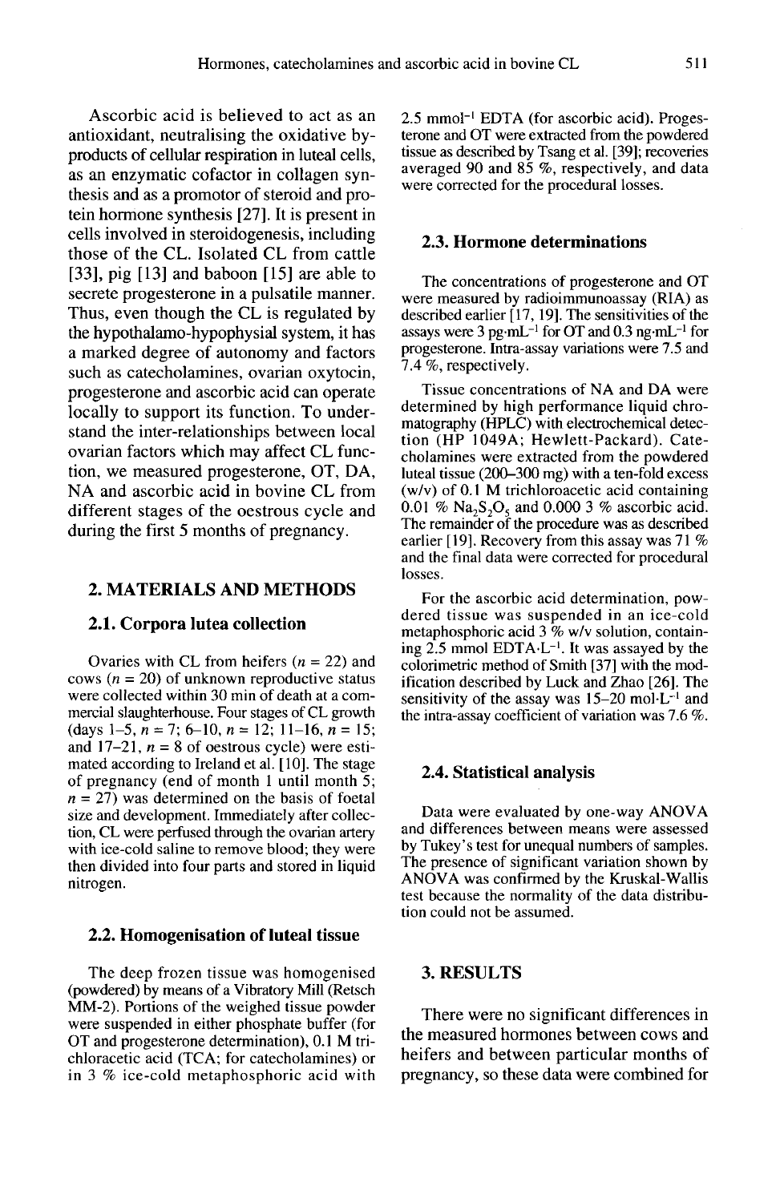Ascorbic acid is believed to act as an antioxidant, neutralising the oxidative by-products of cellular respiration in luteal cells, as an enzymatic cofactor in collagen synthesis and as a promotor of steroid and protein hormone synthesis [27]. It is present in cells involved in steroidogenesis, including those of the CL. Isolated CL from cattle [33], pig [13] and baboon [15] are able to secrete progesterone in a pulsatile manner. Thus, even though the CL is regulated by the hypothalamo-hypophysial system, it has a marked degree of autonomy and factors such as catecholamines, ovarian oxytocin, progesterone and ascorbic acid can operate locally to support its function. To understand the inter-relationships between local ovarian factors which may affect CL function, we measured progesterone, OT, DA, NA and ascorbic acid in bovine CL from different stages of the oestrous cycle and during the first 5 months of pregnancy.

## 2. MATERIALS AND METHODS

### 2.1. Corpora lutea collection

Ovaries with CL from heifers ($n = 22$) and cows ($n = 20$) of unknown reproductive status were collected within 30 min of death at a commercial slaughterhouse. Four stages of CL growth (days 1–5, $n = 7$; 6–10, $n = 12$; 11–16, $n = 15$; and 17–21, $n = 8$ of oestrous cycle) were estimated according to Ireland et al. [10]. The stage of pregnancy (end of month 1 until month 5; $n = 27$) was determined on the basis of foetal size and development. Immediately after collection, CL were perfused through the ovarian artery with ice-cold saline to remove blood; they were then divided into four parts and stored in liquid nitrogen.

### 2.2. Homogenisation of luteal tissue

The deep frozen tissue was homogenised (powdered) by means of a Vibratory Mill (Retsch MM-2). Portions of the weighed tissue powder were suspended in either phosphate buffer (for OT and progesterone determination), 0.1 M trichloracetic acid (TCA; for catecholamines) or in 3 % ice-cold metaphosphoric acid with 2.5 mmol$^{-1}$ EDTA (for ascorbic acid). Progesterone and OT were extracted from the powdered tissue as described by Tsang et al. [39]; recoveries averaged 90 and 85 %, respectively, and data were corrected for the procedural losses.

### 2.3. Hormone determinations

The concentrations of progesterone and OT were measured by radioimmunoassay (RIA) as described earlier [17, 19]. The sensitivities of the assays were 3 pg·mL$^{-1}$ for OT and 0.3 ng·mL$^{-1}$ for progesterone. Intra-assay variations were 7.5 and 7.4 %, respectively.

Tissue concentrations of NA and DA were determined by high performance liquid chromatography (HPLC) with electrochemical detection (HP 1049A; Hewlett-Packard). Catecholamines were extracted from the powdered luteal tissue (200–300 mg) with a ten-fold excess (w/v) of 0.1 M trichloroacetic acid containing 0.01 % $Na_2S_2O_5$ and 0.000 3 % ascorbic acid. The remainder of the procedure was as described earlier [19]. Recovery from this assay was 71 % and the final data were corrected for procedural losses.

For the ascorbic acid determination, powdered tissue was suspended in an ice-cold metaphosphoric acid 3 % w/v solution, containing 2.5 mmol EDTA·L$^{-1}$. It was assayed by the colorimetric method of Smith [37] with the modification described by Luck and Zhao [26]. The sensitivity of the assay was 15–20 mol·L$^{-1}$ and the intra-assay coefficient of variation was 7.6 %.

### 2.4. Statistical analysis

Data were evaluated by one-way ANOVA and differences between means were assessed by Tukey's test for unequal numbers of samples. The presence of significant variation shown by ANOVA was confirmed by the Kruskal-Wallis test because the normality of the data distribution could not be assumed.

## 3. RESULTS

There were no significant differences in the measured hormones between cows and heifers and between particular months of pregnancy, so these data were combined for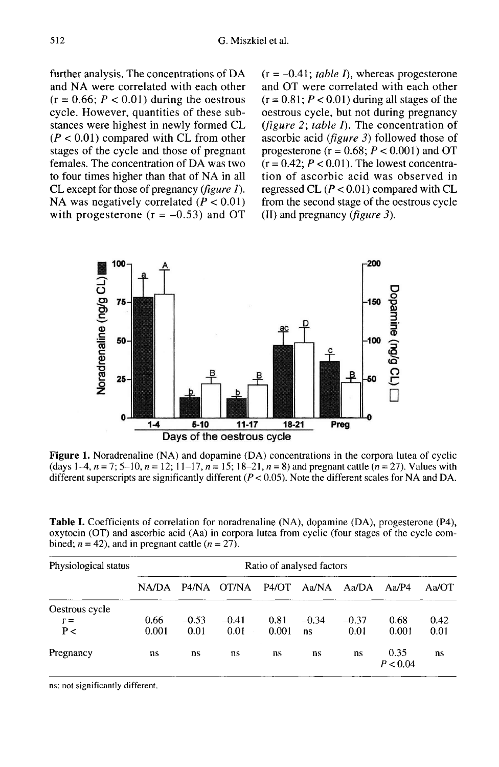further analysis. The concentrations of DA and NA were correlated with each other ($r = 0.66$; $P < 0.01$) during the oestrous cycle. However, quantities of these substances were highest in newly formed CL ($P < 0.01$) compared with CL from other stages of the cycle and those of pregnant females. The concentration of DA was two to four times higher than that of NA in all CL except for those of pregnancy (*figure 1*). NA was negatively correlated ($P < 0.01$) with progesterone ($r = -0.53$) and OT ($r = -0.41$; *table I*), whereas progesterone and OT were correlated with each other ($r = 0.81$; $P < 0.01$) during all stages of the oestrous cycle, but not during pregnancy (*figure 2*; *table I*). The concentration of ascorbic acid (*figure 3*) followed those of progesterone ($r = 0.68$; $P < 0.001$) and OT ($r = 0.42$; $P < 0.01$). The lowest concentration of ascorbic acid was observed in regressed CL ($P < 0.01$) compared with CL from the second stage of the oestrous cycle (II) and pregnancy (*figure 3*).

**Figure 1.** Noradrenaline (NA) and dopamine (DA) concentrations in the corpora lutea of cyclic (days 1–4, $n = 7$; 5–10, $n = 12$; 11–17, $n = 15$; 18–21, $n = 8$) and pregnant cattle ($n = 27$). Values with different superscripts are significantly different ($P < 0.05$). Note the different scales for NA and DA.

**Table I.** Coefficients of correlation for noradrenaline (NA), dopamine (DA), progesterone (P4), oxytocin (OT) and ascorbic acid (Aa) in corpora lutea from cyclic (four stages of the cycle combined; $n = 42$), and in pregnant cattle ($n = 27$).

| Physiological status | Ratio of analysed factors | | | | | | | |
|---|---|---|---|---|---|---|---|---|
| | NA/DA | P4/NA | OT/NA | P4/OT | Aa/NA | Aa/DA | Aa/P4 | Aa/OT |
| Oestrous cycle | | | | | | | | |
| r = | 0.66 | –0.53 | –0.41 | 0.81 | –0.34 | –0.37 | 0.68 | 0.42 |
| P < | 0.001 | 0.01 | 0.01 | 0.001 | ns | 0.01 | 0.001 | 0.01 |
| Pregnancy | ns | ns | ns | ns | ns | ns | 0.35 $P < 0.04$ | ns |

ns: not significantly different.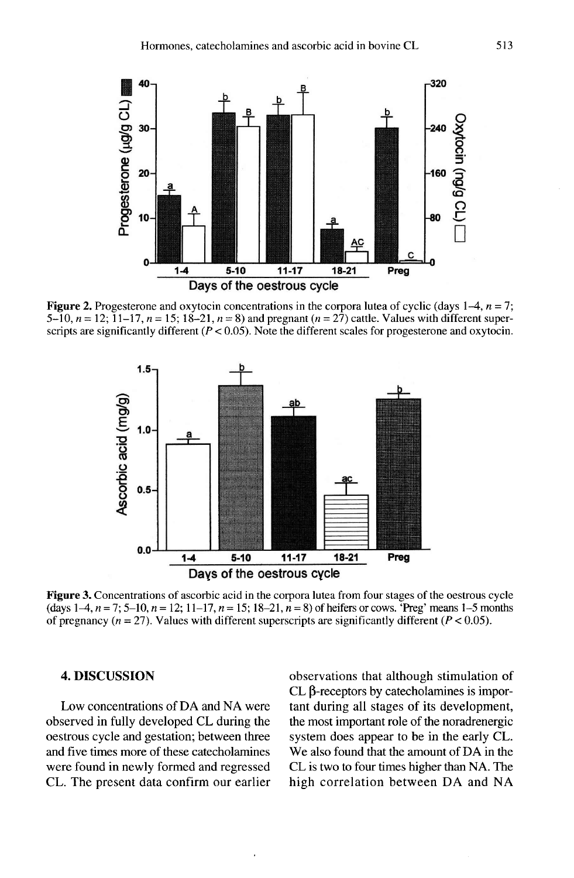**Figure 2.** Progesterone and oxytocin concentrations in the corpora lutea of cyclic (days 1–4, $n = 7$; 5–10, $n = 12$; 11–17, $n = 15$; 18–21, $n = 8$) and pregnant ($n = 27$) cattle. Values with different superscripts are significantly different ($P < 0.05$). Note the different scales for progesterone and oxytocin.

**Figure 3.** Concentrations of ascorbic acid in the corpora lutea from four stages of the oestrous cycle (days 1–4, $n = 7$; 5–10, $n = 12$; 11–17, $n = 15$; 18–21, $n = 8$) of heifers or cows. 'Preg' means 1–5 months of pregnancy ($n = 27$). Values with different superscripts are significantly different ($P < 0.05$).

## 4. DISCUSSION

Low concentrations of DA and NA were observed in fully developed CL during the oestrous cycle and gestation; between three and five times more of these catecholamines were found in newly formed and regressed CL. The present data confirm our earlier observations that although stimulation of CL β-receptors by catecholamines is important during all stages of its development, the most important role of the noradrenergic system does appear to be in the early CL. We also found that the amount of DA in the CL is two to four times higher than NA. The high correlation between DA and NA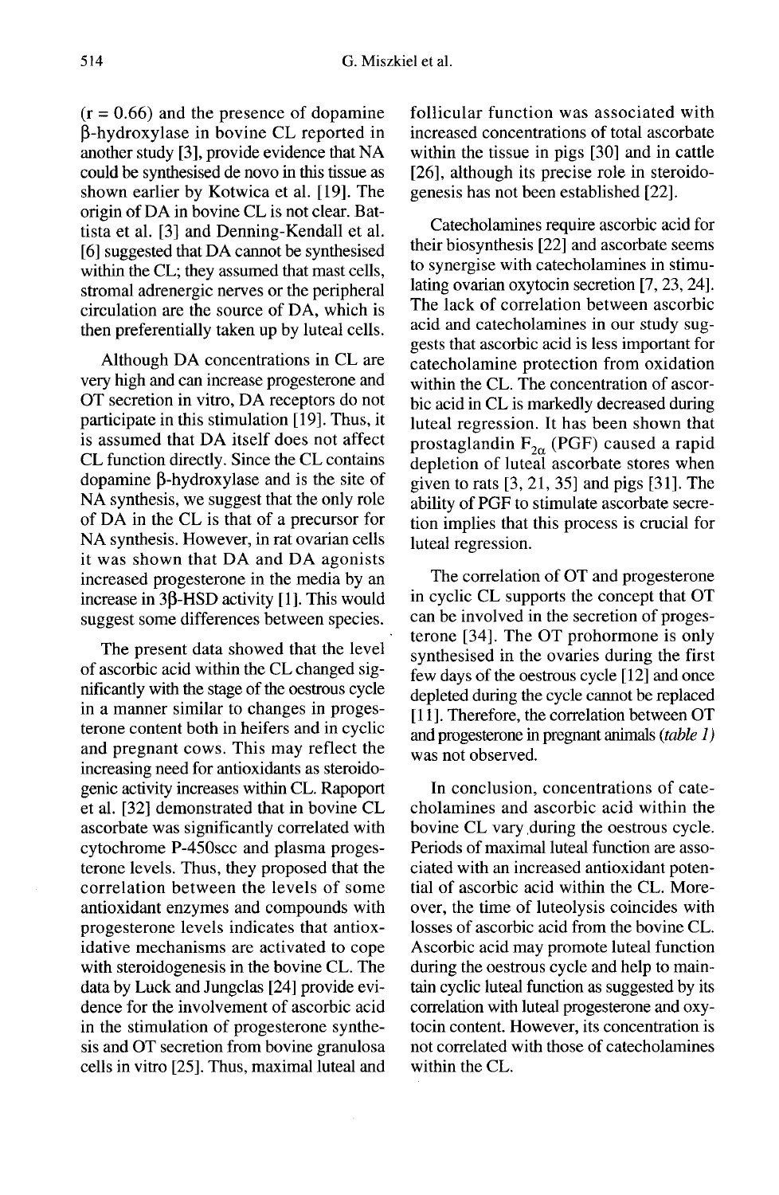(r = 0.66) and the presence of dopamine β-hydroxylase in bovine CL reported in another study [3], provide evidence that NA could be synthesised de novo in this tissue as shown earlier by Kotwica et al. [19]. The origin of DA in bovine CL is not clear. Battista et al. [3] and Denning-Kendall et al. [6] suggested that DA cannot be synthesised within the CL; they assumed that mast cells, stromal adrenergic nerves or the peripheral circulation are the source of DA, which is then preferentially taken up by luteal cells.

Although DA concentrations in CL are very high and can increase progesterone and OT secretion in vitro, DA receptors do not participate in this stimulation [19]. Thus, it is assumed that DA itself does not affect CL function directly. Since the CL contains dopamine β-hydroxylase and is the site of NA synthesis, we suggest that the only role of DA in the CL is that of a precursor for NA synthesis. However, in rat ovarian cells it was shown that DA and DA agonists increased progesterone in the media by an increase in 3β-HSD activity [1]. This would suggest some differences between species.

The present data showed that the level of ascorbic acid within the CL changed significantly with the stage of the oestrous cycle in a manner similar to changes in progesterone content both in heifers and in cyclic and pregnant cows. This may reflect the increasing need for antioxidants as steroidogenic activity increases within CL. Rapoport et al. [32] demonstrated that in bovine CL ascorbate was significantly correlated with cytochrome P-450scc and plasma progesterone levels. Thus, they proposed that the correlation between the levels of some antioxidant enzymes and compounds with progesterone levels indicates that antioxidative mechanisms are activated to cope with steroidogenesis in the bovine CL. The data by Luck and Jungclas [24] provide evidence for the involvement of ascorbic acid in the stimulation of progesterone synthesis and OT secretion from bovine granulosa cells in vitro [25]. Thus, maximal luteal and follicular function was associated with increased concentrations of total ascorbate within the tissue in pigs [30] and in cattle [26], although its precise role in steroidogenesis has not been established [22].

Catecholamines require ascorbic acid for their biosynthesis [22] and ascorbate seems to synergise with catecholamines in stimulating ovarian oxytocin secretion [7, 23, 24]. The lack of correlation between ascorbic acid and catecholamines in our study suggests that ascorbic acid is less important for catecholamine protection from oxidation within the CL. The concentration of ascorbic acid in CL is markedly decreased during luteal regression. It has been shown that prostaglandin $F_{2\alpha}$ (PGF) caused a rapid depletion of luteal ascorbate stores when given to rats [3, 21, 35] and pigs [31]. The ability of PGF to stimulate ascorbate secretion implies that this process is crucial for luteal regression.

The correlation of OT and progesterone in cyclic CL supports the concept that OT can be involved in the secretion of progesterone [34]. The OT prohormone is only synthesised in the ovaries during the first few days of the oestrous cycle [12] and once depleted during the cycle cannot be replaced [11]. Therefore, the correlation between OT and progesterone in pregnant animals (*table 1*) was not observed.

In conclusion, concentrations of catecholamines and ascorbic acid within the bovine CL vary during the oestrous cycle. Periods of maximal luteal function are associated with an increased antioxidant potential of ascorbic acid within the CL. Moreover, the time of luteolysis coincides with losses of ascorbic acid from the bovine CL. Ascorbic acid may promote luteal function during the oestrous cycle and help to maintain cyclic luteal function as suggested by its correlation with luteal progesterone and oxytocin content. However, its concentration is not correlated with those of catecholamines within the CL.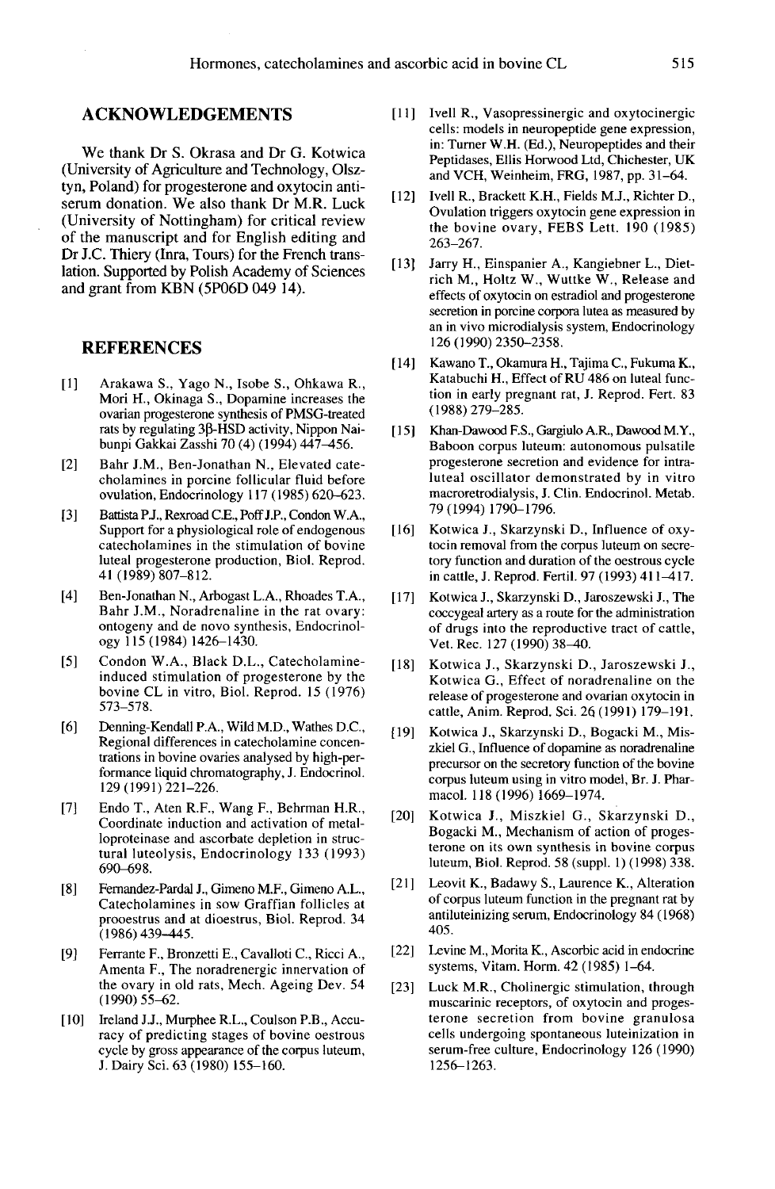## ACKNOWLEDGEMENTS

We thank Dr S. Okrasa and Dr G. Kotwica (University of Agriculture and Technology, Olsztyn, Poland) for progesterone and oxytocin antiserum donation. We also thank Dr M.R. Luck (University of Nottingham) for critical review of the manuscript and for English editing and Dr J.C. Thiery (Inra, Tours) for the French translation. Supported by Polish Academy of Sciences and grant from KBN (5P06D 049 14).

## REFERENCES

[1] Arakawa S., Yago N., Isobe S., Ohkawa R., Mori H., Okinaga S., Dopamine increases the ovarian progesterone synthesis of PMSG-treated rats by regulating 3β-HSD activity, Nippon Naibunpi Gakkai Zasshi 70 (4) (1994) 447–456.

[2] Bahr J.M., Ben-Jonathan N., Elevated catecholamines in porcine follicular fluid before ovulation, Endocrinology 117 (1985) 620–623.

[3] Battista P.J., Rexroad C.E., Poff J.P., Condon W.A., Support for a physiological role of endogenous catecholamines in the stimulation of bovine luteal progesterone production, Biol. Reprod. 41 (1989) 807–812.

[4] Ben-Jonathan N., Arbogast L.A., Rhoades T.A., Bahr J.M., Noradrenaline in the rat ovary: ontogeny and de novo synthesis, Endocrinology 115 (1984) 1426–1430.

[5] Condon W.A., Black D.L., Catecholamine-induced stimulation of progesterone by the bovine CL in vitro, Biol. Reprod. 15 (1976) 573–578.

[6] Denning-Kendall P.A., Wild M.D., Wathes D.C., Regional differences in catecholamine concentrations in bovine ovaries analysed by high-performance liquid chromatography, J. Endocrinol. 129 (1991) 221–226.

[7] Endo T., Aten R.F., Wang F., Behrman H.R., Coordinate induction and activation of metalloproteinase and ascorbate depletion in structural luteolysis, Endocrinology 133 (1993) 690–698.

[8] Fernandez-Pardal J., Gimeno M.F., Gimeno A.L., Catecholamines in sow Graffian follicles at prooestrus and at dioestrus, Biol. Reprod. 34 (1986) 439–445.

[9] Ferrante F., Bronzetti E., Cavalloti C., Ricci A., Amenta F., The noradrenergic innervation of the ovary in old rats, Mech. Ageing Dev. 54 (1990) 55–62.

[10] Ireland J.J., Murphee R.L., Coulson P.B., Accuracy of predicting stages of bovine oestrous cycle by gross appearance of the corpus luteum, J. Dairy Sci. 63 (1980) 155–160.

[11] Ivell R., Vasopressinergic and oxytocinergic cells: models in neuropeptide gene expression, in: Turner W.H. (Ed.), Neuropeptides and their Peptidases, Ellis Horwood Ltd, Chichester, UK and VCH, Weinheim, FRG, 1987, pp. 31–64.

[12] Ivell R., Brackett K.H., Fields M.J., Richter D., Ovulation triggers oxytocin gene expression in the bovine ovary, FEBS Lett. 190 (1985) 263–267.

[13] Jarry H., Einspanier A., Kangiebner L., Dietrich M., Holtz W., Wuttke W., Release and effects of oxytocin on estradiol and progesterone secretion in porcine corpora lutea as measured by an in vivo microdialysis system, Endocrinology 126 (1990) 2350–2358.

[14] Kawano T., Okamura H., Tajima C., Fukuma K., Katabuchi H., Effect of RU 486 on luteal function in early pregnant rat, J. Reprod. Fert. 83 (1988) 279–285.

[15] Khan-Dawood F.S., Gargiulo A.R., Dawood M.Y., Baboon corpus luteum: autonomous pulsatile progesterone secretion and evidence for intraluteal oscillator demonstrated by in vitro macroretrodialysis, J. Clin. Endocrinol. Metab. 79 (1994) 1790–1796.

[16] Kotwica J., Skarzynski D., Influence of oxytocin removal from the corpus luteum on secretory function and duration of the oestrous cycle in cattle, J. Reprod. Fertil. 97 (1993) 411–417.

[17] Kotwica J., Skarzynski D., Jaroszewski J., The coccygeal artery as a route for the administration of drugs into the reproductive tract of cattle, Vet. Rec. 127 (1990) 38–40.

[18] Kotwica J., Skarzynski D., Jaroszewski J., Kotwica G., Effect of noradrenaline on the release of progesterone and ovarian oxytocin in cattle, Anim. Reprod. Sci. 26 (1991) 179–191.

[19] Kotwica J., Skarzynski D., Bogacki M., Miszkiel G., Influence of dopamine as noradrenaline precursor on the secretory function of the bovine corpus luteum using in vitro model, Br. J. Pharmacol. 118 (1996) 1669–1974.

[20] Kotwica J., Miszkiel G., Skarzynski D., Bogacki M., Mechanism of action of progesterone on its own synthesis in bovine corpus luteum, Biol. Reprod. 58 (suppl. 1) (1998) 338.

[21] Leovit K., Badawy S., Laurence K., Alteration of corpus luteum function in the pregnant rat by antiluteinizing serum, Endocrinology 84 (1968) 405.

[22] Levine M., Morita K., Ascorbic acid in endocrine systems, Vitam. Horm. 42 (1985) 1–64.

[23] Luck M.R., Cholinergic stimulation, through muscarinic receptors, of oxytocin and progesterone secretion from bovine granulosa cells undergoing spontaneous luteinization in serum-free culture, Endocrinology 126 (1990) 1256–1263.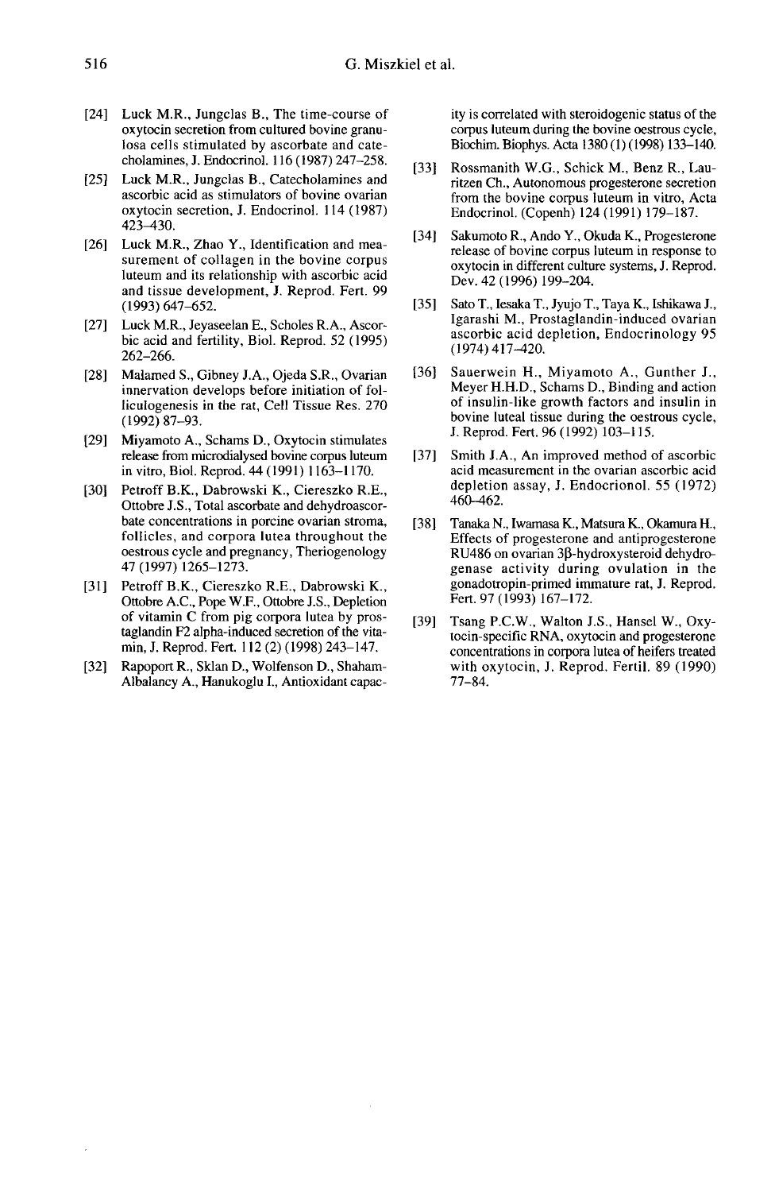[24] Luck M.R., Jungclas B., The time-course of oxytocin secretion from cultured bovine granulosa cells stimulated by ascorbate and catecholamines, J. Endocrinol. 116 (1987) 247–258.

[25] Luck M.R., Jungclas B., Catecholamines and ascorbic acid as stimulators of bovine ovarian oxytocin secretion, J. Endocrinol. 114 (1987) 423–430.

[26] Luck M.R., Zhao Y., Identification and measurement of collagen in the bovine corpus luteum and its relationship with ascorbic acid and tissue development, J. Reprod. Fert. 99 (1993) 647–652.

[27] Luck M.R., Jeyaseelan E., Scholes R.A., Ascorbic acid and fertility, Biol. Reprod. 52 (1995) 262–266.

[28] Malamed S., Gibney J.A., Ojeda S.R., Ovarian innervation develops before initiation of folliculogenesis in the rat, Cell Tissue Res. 270 (1992) 87–93.

[29] Miyamoto A., Schams D., Oxytocin stimulates release from microdialysed bovine corpus luteum in vitro, Biol. Reprod. 44 (1991) 1163–1170.

[30] Petroff B.K., Dabrowski K., Ciereszko R.E., Ottobre J.S., Total ascorbate and dehydroascorbate concentrations in porcine ovarian stroma, follicles, and corpora lutea throughout the oestrous cycle and pregnancy, Theriogenology 47 (1997) 1265–1273.

[31] Petroff B.K., Ciereszko R.E., Dabrowski K., Ottobre A.C., Pope W.F., Ottobre J.S., Depletion of vitamin C from pig corpora lutea by prostaglandin F2 alpha-induced secretion of the vitamin, J. Reprod. Fert. 112 (2) (1998) 243–147.

[32] Rapoport R., Sklan D., Wolfenson D., Shaham-Albalancy A., Hanukoglu I., Antioxidant capacity is correlated with steroidogenic status of the corpus luteum during the bovine oestrous cycle, Biochim. Biophys. Acta 1380 (1) (1998) 133–140.

[33] Rossmanith W.G., Schick M., Benz R., Lauritzen Ch., Autonomous progesterone secretion from the bovine corpus luteum in vitro, Acta Endocrinol. (Copenh) 124 (1991) 179–187.

[34] Sakumoto R., Ando Y., Okuda K., Progesterone release of bovine corpus luteum in response to oxytocin in different culture systems, J. Reprod. Dev. 42 (1996) 199–204.

[35] Sato T., Iesaka T., Jyujo T., Taya K., Ishikawa J., Igarashi M., Prostaglandin-induced ovarian ascorbic acid depletion, Endocrinology 95 (1974) 417–420.

[36] Sauerwein H., Miyamoto A., Gunther J., Meyer H.H.D., Schams D., Binding and action of insulin-like growth factors and insulin in bovine luteal tissue during the oestrous cycle, J. Reprod. Fert. 96 (1992) 103–115.

[37] Smith J.A., An improved method of ascorbic acid measurement in the ovarian ascorbic acid depletion assay, J. Endocrionol. 55 (1972) 460–462.

[38] Tanaka N., Iwamasa K., Matsura K., Okamura H., Effects of progesterone and antiprogesterone RU486 on ovarian 3β-hydroxysteroid dehydrogenase activity during ovulation in the gonadotropin-primed immature rat, J. Reprod. Fert. 97 (1993) 167–172.

[39] Tsang P.C.W., Walton J.S., Hansel W., Oxytocin-specific RNA, oxytocin and progesterone concentrations in corpora lutea of heifers treated with oxytocin, J. Reprod. Fertil. 89 (1990) 77–84.